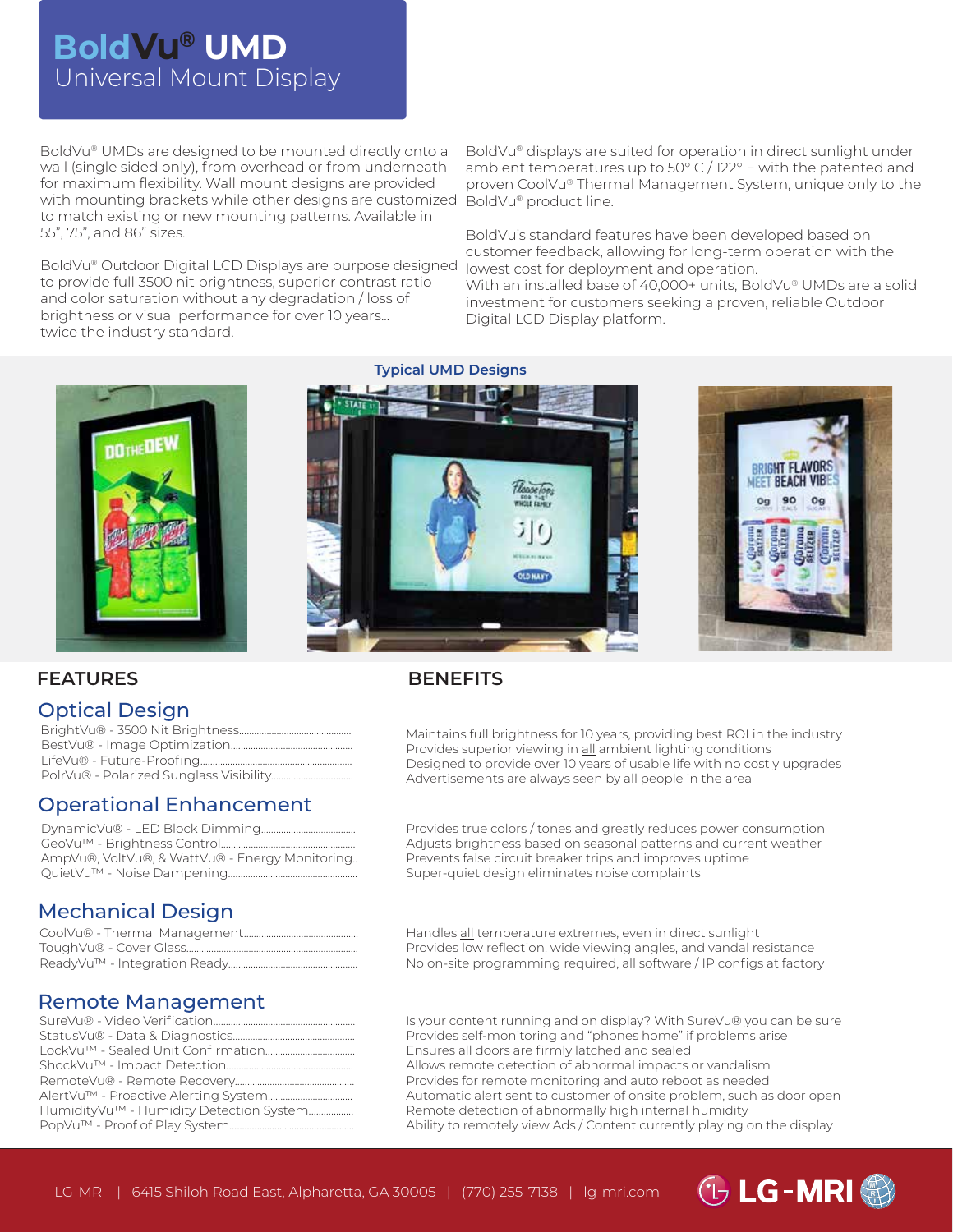# BoldVu® UMD

## Universal Mount Display

BoldVu® UMDs are designed to be mounted directly onto a wall (single sided only), from overhead or from underneath for maximum flexibility. Wall mount designs are provided with mounting brackets while other designs are customized to match existing or new mounting patterns. Available in 55", 75", and 86" sizes.

BoldVu® Outdoor Digital LCD Displays are purpose designed to provide full 3500 nit brightness, superior contrast ratio and color saturation without any degradation / loss of brightness or visual performance for over 10 years... twice the industry standard.

BoldVu® displays are suited for operation in direct sunlight under ambient temperatures up to 50° C / 122° F with the patented and proven CoolVu® Thermal Management System, unique only to the BoldVu® product line.

BoldVu's standard features have been developed based on customer feedback, allowing for long-term operation with the lowest cost for deployment and operation.
With an installed base of 40,000+ units, BoldVu® UMDs are a solid investment for customers seeking a proven, reliable Outdoor Digital LCD Display platform.

**Typical UMD Designs**

| FEATURES | BENEFITS |
| --- | --- |
| **Optical Design** | |
| BrightVu® - 3500 Nit Brightness | Maintains full brightness for 10 years, providing best ROI in the industry |
| BestVu® - Image Optimization | Provides superior viewing in all ambient lighting conditions |
| LifeVu® - Future-Proofing | Designed to provide over 10 years of usable life with no costly upgrades |
| PolrVu® - Polarized Sunglass Visibility | Advertisements are always seen by all people in the area |
| **Operational Enhancement** | |
| DynamicVu® - LED Block Dimming | Provides true colors / tones and greatly reduces power consumption |
| GeoVu™ - Brightness Control | Adjusts brightness based on seasonal patterns and current weather |
| AmpVu®, VoltVu®, & WattVu® - Energy Monitoring | Prevents false circuit breaker trips and improves uptime |
| QuietVu™ - Noise Dampening | Super-quiet design eliminates noise complaints |
| **Mechanical Design** | |
| CoolVu® - Thermal Management | Handles all temperature extremes, even in direct sunlight |
| ToughVu® - Cover Glass | Provides low reflection, wide viewing angles, and vandal resistance |
| ReadyVu™ - Integration Ready | No on-site programming required, all software / IP configs at factory |
| **Remote Management** | |
| SureVu® - Video Verification | Is your content running and on display? With SureVu® you can be sure |
| StatusVu® - Data & Diagnostics | Provides self-monitoring and "phones home" if problems arise |
| LockVu™ - Sealed Unit Confirmation | Ensures all doors are firmly latched and sealed |
| ShockVu™ - Impact Detection | Allows remote detection of abnormal impacts or vandalism |
| RemoteVu® - Remote Recovery | Provides for remote monitoring and auto reboot as needed |
| AlertVu™ - Proactive Alerting System | Automatic alert sent to customer of onsite problem, such as door open |
| HumidityVu™ - Humidity Detection System | Remote detection of abnormally high internal humidity |
| PopVu™ - Proof of Play System | Ability to remotely view Ads / Content currently playing on the display |

LG-MRI | 6415 Shiloh Road East, Alpharetta, GA 30005 | (770) 255-7138 | lg-mri.com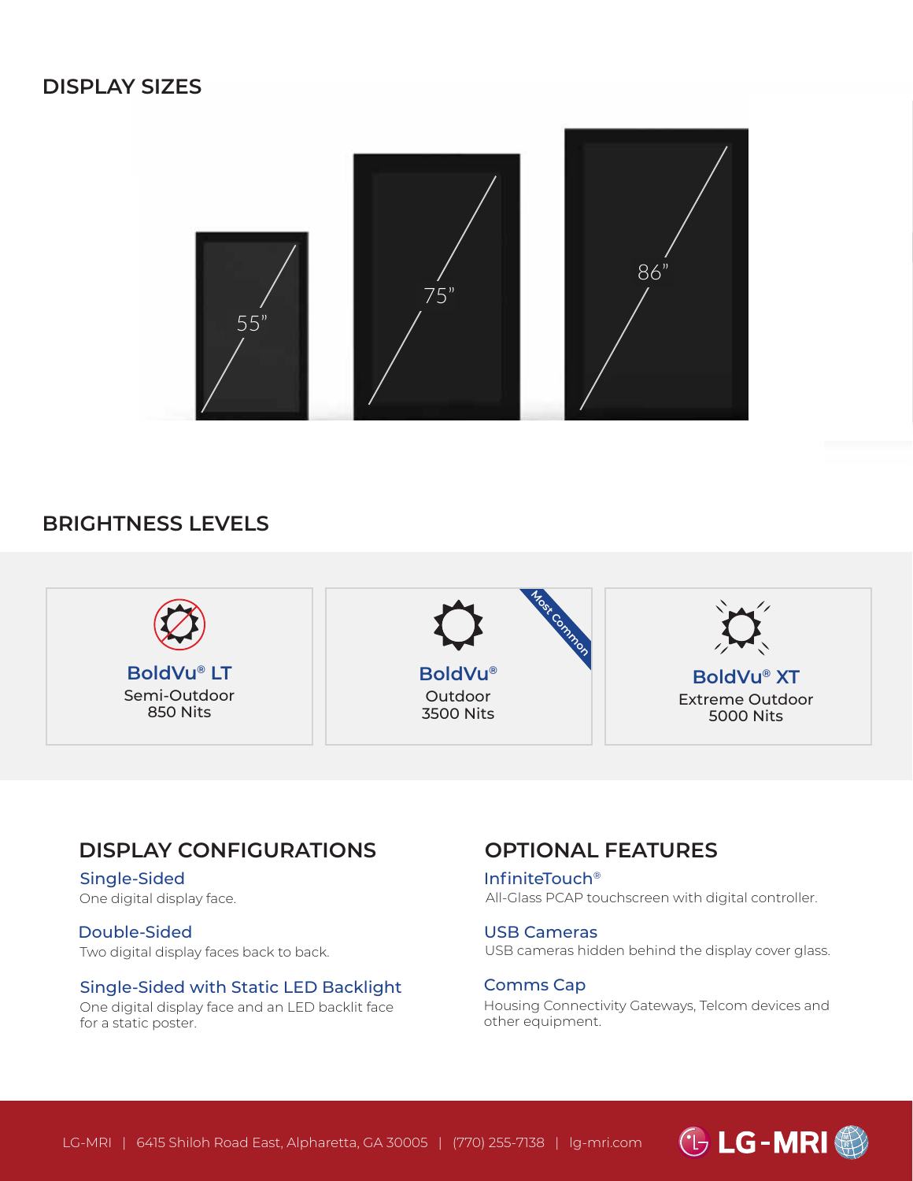## DISPLAY SIZES

55"

75"

86"

## BRIGHTNESS LEVELS

**BoldVu® LT**
Semi-Outdoor
850 Nits

Most Common

**BoldVu®**
Outdoor
3500 Nits

**BoldVu® XT**
Extreme Outdoor
5000 Nits

## DISPLAY CONFIGURATIONS

### Single-Sided
One digital display face.

### Double-Sided
Two digital display faces back to back.

### Single-Sided with Static LED Backlight
One digital display face and an LED backlit face for a static poster.

## OPTIONAL FEATURES

### InfiniteTouch®
All-Glass PCAP touchscreen with digital controller.

### USB Cameras
USB cameras hidden behind the display cover glass.

### Comms Cap
Housing Connectivity Gateways, Telcom devices and other equipment.

LG-MRI | 6415 Shiloh Road East, Alpharetta, GA 30005 | (770) 255-7138 | lg-mri.com

LG-MRI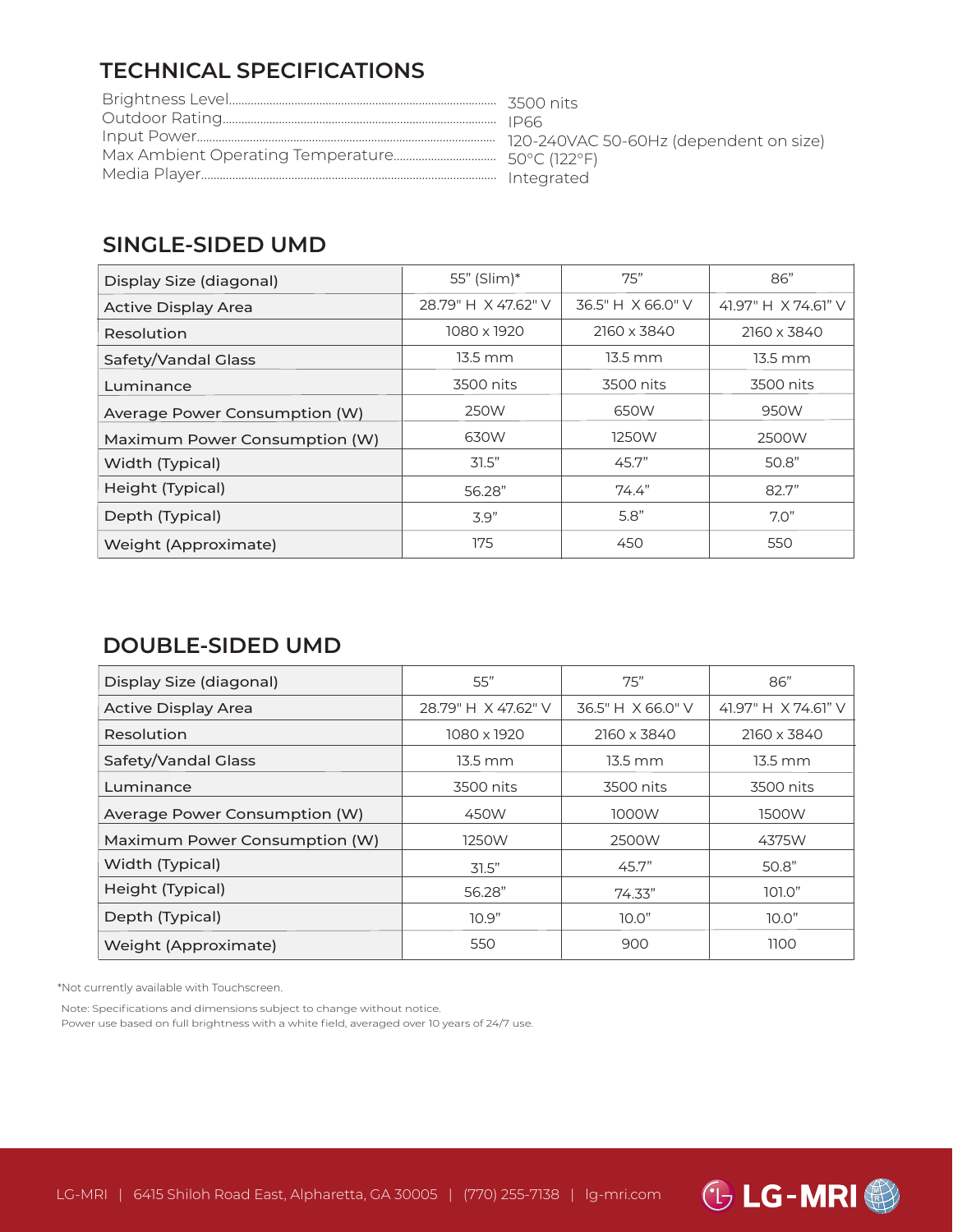## TECHNICAL SPECIFICATIONS

Brightness Level........ 3500 nits
Outdoor Rating........ IP66
Input Power........ 120-240VAC 50-60Hz (dependent on size)
Max Ambient Operating Temperature........ 50°C (122°F)
Media Player........ Integrated

## SINGLE-SIDED UMD

| Display Size (diagonal) | 55" (Slim)* | 75" | 86" |
|---|---|---|---|
| Active Display Area | 28.79" H X 47.62" V | 36.5" H X 66.0" V | 41.97" H X 74.61" V |
| Resolution | 1080 x 1920 | 2160 x 3840 | 2160 x 3840 |
| Safety/Vandal Glass | 13.5 mm | 13.5 mm | 13.5 mm |
| Luminance | 3500 nits | 3500 nits | 3500 nits |
| Average Power Consumption (W) | 250W | 650W | 950W |
| Maximum Power Consumption (W) | 630W | 1250W | 2500W |
| Width (Typical) | 31.5" | 45.7" | 50.8" |
| Height (Typical) | 56.28" | 74.4" | 82.7" |
| Depth (Typical) | 3.9" | 5.8" | 7.0" |
| Weight (Approximate) | 175 | 450 | 550 |

## DOUBLE-SIDED UMD

| Display Size (diagonal) | 55" | 75" | 86" |
|---|---|---|---|
| Active Display Area | 28.79" H X 47.62" V | 36.5" H X 66.0" V | 41.97" H X 74.61" V |
| Resolution | 1080 x 1920 | 2160 x 3840 | 2160 x 3840 |
| Safety/Vandal Glass | 13.5 mm | 13.5 mm | 13.5 mm |
| Luminance | 3500 nits | 3500 nits | 3500 nits |
| Average Power Consumption (W) | 450W | 1000W | 1500W |
| Maximum Power Consumption (W) | 1250W | 2500W | 4375W |
| Width (Typical) | 31.5" | 45.7" | 50.8" |
| Height (Typical) | 56.28" | 74.33" | 101.0" |
| Depth (Typical) | 10.9" | 10.0" | 10.0" |
| Weight (Approximate) | 550 | 900 | 1100 |

*Not currently available with Touchscreen.

Note: Specifications and dimensions subject to change without notice.
Power use based on full brightness with a white field, averaged over 10 years of 24/7 use.

LG-MRI | 6415 Shiloh Road East, Alpharetta, GA 30005 | (770) 255-7138 | lg-mri.com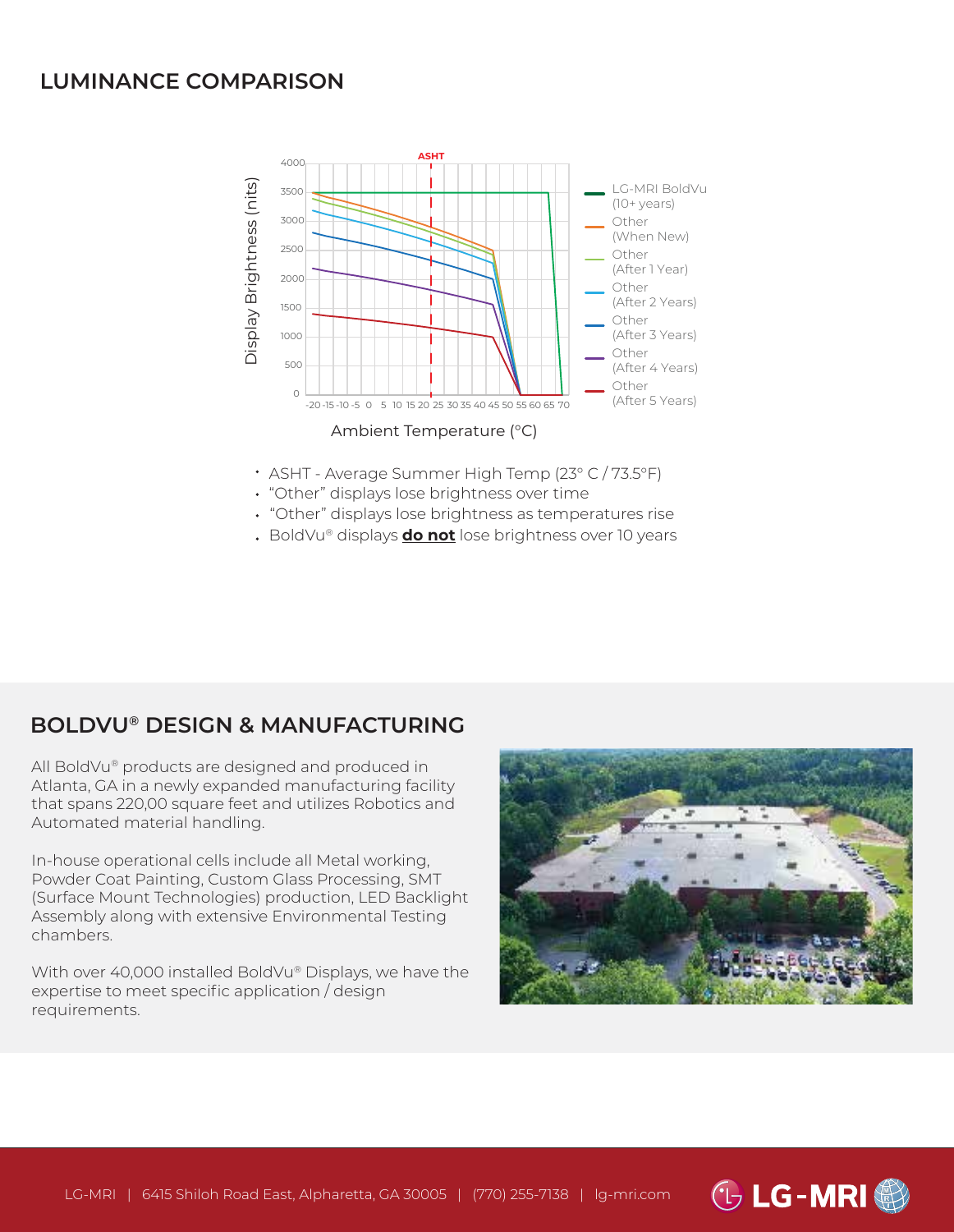## LUMINANCE COMPARISON

ASHT

Display Brightness (nits)

4000
3500
3000
2500
2000
1500
1000
500
0

-20 -15 -10 -5 0 5 10 15 20 25 30 35 40 45 50 55 60 65 70

Ambient Temperature (°C)

LG-MRI BoldVu (10+ years)
Other (When New)
Other (After 1 Year)
Other (After 2 Years)
Other (After 3 Years)
Other (After 4 Years)
Other (After 5 Years)

- ASHT - Average Summer High Temp (23° C / 73.5°F)
- "Other" displays lose brightness over time
- "Other" displays lose brightness as temperatures rise
- BoldVu® displays **do not** lose brightness over 10 years

## BOLDVU® DESIGN & MANUFACTURING

All BoldVu® products are designed and produced in Atlanta, GA in a newly expanded manufacturing facility that spans 220,00 square feet and utilizes Robotics and Automated material handling.

In-house operational cells include all Metal working, Powder Coat Painting, Custom Glass Processing, SMT (Surface Mount Technologies) production, LED Backlight Assembly along with extensive Environmental Testing chambers.

With over 40,000 installed BoldVu® Displays, we have the expertise to meet specific application / design requirements.

LG-MRI | 6415 Shiloh Road East, Alpharetta, GA 30005 | (770) 255-7138 | lg-mri.com